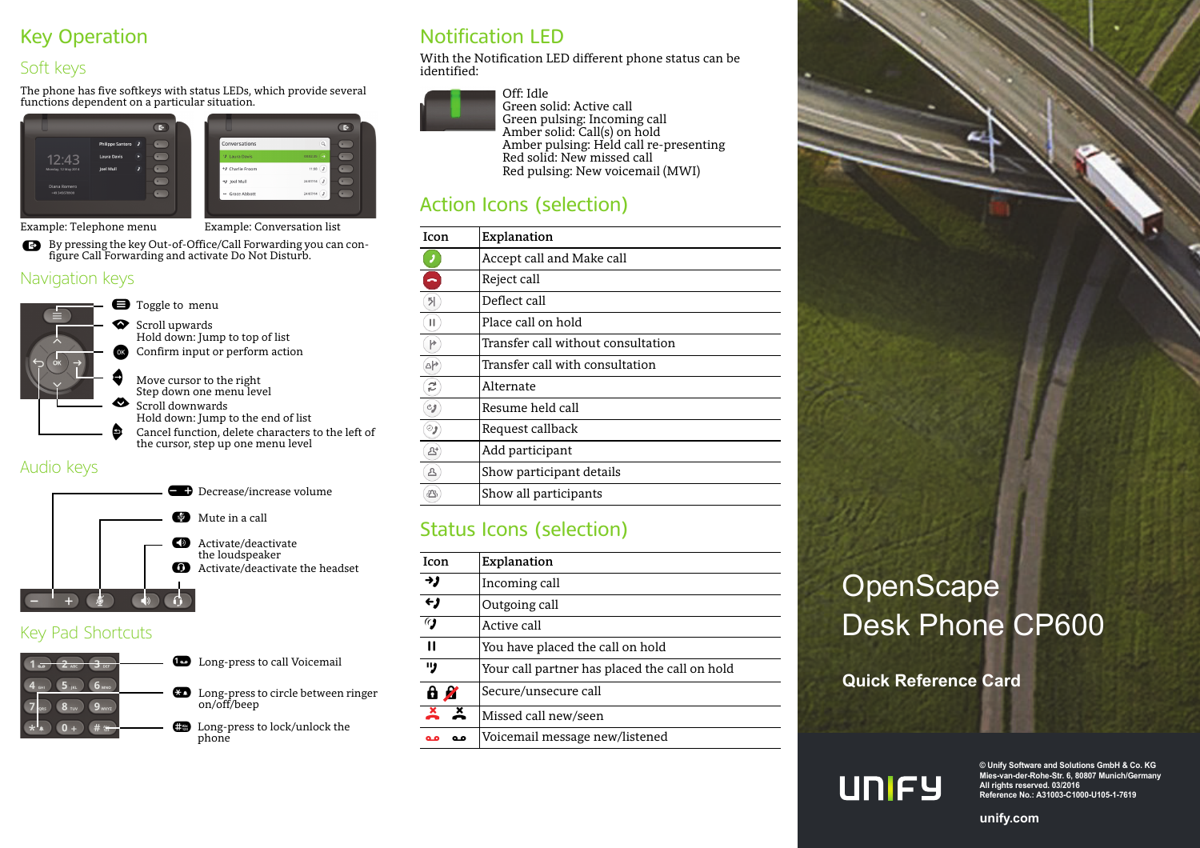# OpenScape Desk Phone CP600

**Quick Reference Card**

## Key Operation

### Soft keys

The phone has five softkeys with status LEDs, which provide several functions dependent on a particular situation.

Example: Telephone menu

Example: Conversation list

By pressing the key Out-of-Office/Call Forwarding you can configure Call Forwarding and activate Do Not Disturb.

### Navigation keys

- Toggle to menu
- Scroll upwards
  Hold down: Jump to top of list
- Confirm input or perform action
- Move cursor to the right
  Step down one menu level
- Scroll downwards
  Hold down: Jump to the end of list
- Cancel function, delete characters to the left of the cursor, step up one menu level

### Audio keys

- Decrease/increase volume
- Mute in a call
- Activate/deactivate the loudspeaker
- Activate/deactivate the headset

### Key Pad Shortcuts

- Long-press to call Voicemail
- Long-press to circle between ringer on/off/beep
- Long-press to lock/unlock the phone

## Notification LED

With the Notification LED different phone status can be identified:

- Off: Idle
- Green solid: Active call
- Green pulsing: Incoming call
- Amber solid: Call(s) on hold
- Amber pulsing: Held call re-presenting
- Red solid: New missed call
- Red pulsing: New voicemail (MWI)

## Action Icons (selection)

| Icon | Explanation |
|---|---|
| | Accept call and Make call |
| | Reject call |
| | Deflect call |
| | Place call on hold |
| | Transfer call without consultation |
| | Transfer call with consultation |
| | Alternate |
| | Resume held call |
| | Request callback |
| | Add participant |
| | Show participant details |
| | Show all participants |

## Status Icons (selection)

| Icon | Explanation |
|---|---|
| | Incoming call |
| | Outgoing call |
| | Active call |
| | You have placed the call on hold |
| | Your call partner has placed the call on hold |
| | Secure/unsecure call |
| | Missed call new/seen |
| | Voicemail message new/listened |

UNIFY

© Unify Software and Solutions GmbH & Co. KG
Mies-van-der-Rohe-Str. 6, 80807 Munich/Germany
All rights reserved. 03/2016
Reference No.: A31003-C1000-U105-1-7619

unify.com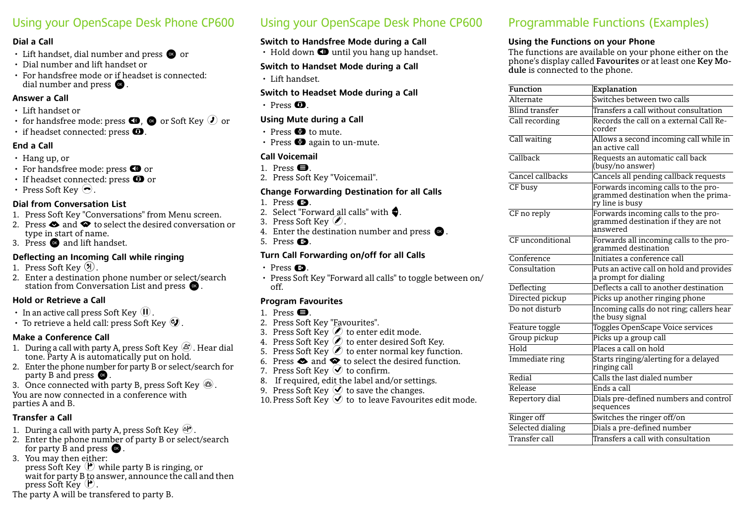# Using your OpenScape Desk Phone CP600

### Dial a Call

- Lift handset, dial number and press OK or
- Dial number and lift handset or
- For handsfree mode or if headset is connected: dial number and press OK.

### Answer a Call

- Lift handset or
- for handsfree mode: press speaker key, OK or Soft Key answer or
- if headset connected: press headset key.

### End a Call

- Hang up, or
- For handsfree mode: press speaker key or
- If headset connected: press headset key or
- Press Soft Key end call.

### Dial from Conversation List

1. Press Soft Key "Conversations" from Menu screen.
2. Press up and down to select the desired conversation or type in start of name.
3. Press OK and lift handset.

### Deflecting an Incoming Call while ringing

1. Press Soft Key deflect.
2. Enter a destination phone number or select/search station from Conversation List and press OK.

### Hold or Retrieve a Call

- In an active call press Soft Key hold.
- To retrieve a held call: press Soft Key retrieve.

### Make a Conference Call

1. During a call with party A, press Soft Key consult. Hear dial tone. Party A is automatically put on hold.
2. Enter the phone number for party B or select/search for party B and press OK.
3. Once connected with party B, press Soft Key conference.

You are now connected in a conference with parties A and B.

### Transfer a Call

1. During a call with party A, press Soft Key consult.
2. Enter the phone number of party B or select/search for party B and press OK.
3. You may then either: press Soft Key transfer while party B is ringing, or wait for party B to answer, announce the call and then press Soft Key transfer.

The party A will be transfered to party B.

# Using your OpenScape Desk Phone CP600

### Switch to Handsfree Mode during a Call

- Hold down speaker key until you hang up handset.

### Switch to Handset Mode during a Call

- Lift handset.

### Switch to Headset Mode during a Call

- Press headset key.

### Using Mute during a Call

- Press mute key to mute.
- Press mute key again to un-mute.

### Call Voicemail

1. Press menu key.
2. Press Soft Key "Voicemail".

### Change Forwarding Destination for all Calls

1. Press forwarding key.
2. Select "Forward all calls" with navigation key.
3. Press Soft Key edit.
4. Enter the destination number and press OK.
5. Press forwarding key.

### Turn Call Forwarding on/off for all Calls

- Press forwarding key.
- Press Soft Key "Forward all calls" to toggle between on/off.

### Program Favourites

1. Press menu key.
2. Press Soft Key "Favourites".
3. Press Soft Key edit to enter edit mode.
4. Press Soft Key edit to enter desired Soft Key.
5. Press Soft Key edit to enter normal key function.
6. Press up and down to select the desired function.
7. Press Soft Key confirm to confirm.
8. If required, edit the label and/or settings.
9. Press Soft Key confirm to save the changes.
10. Press Soft Key confirm to to leave Favourites edit mode.

# Programmable Functions (Examples)

### Using the Functions on your Phone

The functions are available on your phone either on the phone's display called **Favourites** or at least one **Key Module** is connected to the phone.

| Function | Explanation |
|---|---|
| Alternate | Switches between two calls |
| Blind transfer | Transfers a call without consultation |
| Call recording | Records the call on a external Call Recorder |
| Call waiting | Allows a second incoming call while in an active call |
| Callback | Requests an automatic call back (busy/no answer) |
| Cancel callbacks | Cancels all pending callback requests |
| CF busy | Forwards incoming calls to the programmed destination when the primary line is busy |
| CF no reply | Forwards incoming calls to the programmed destination if they are not answered |
| CF unconditional | Forwards all incoming calls to the programmed destination |
| Conference | Initiates a conference call |
| Consultation | Puts an active call on hold and provides a prompt for dialing |
| Deflecting | Deflects a call to another destination |
| Directed pickup | Picks up another ringing phone |
| Do not disturb | Incoming calls do not ring; callers hear the busy signal |
| Feature toggle | Toggles OpenScape Voice services |
| Group pickup | Picks up a group call |
| Hold | Places a call on hold |
| Immediate ring | Starts ringing/alerting for a delayed ringing call |
| Redial | Calls the last dialed number |
| Release | Ends a call |
| Repertory dial | Dials pre-defined numbers and control sequences |
| Ringer off | Switches the ringer off/on |
| Selected dialing | Dials a pre-defined number |
| Transfer call | Transfers a call with consultation |